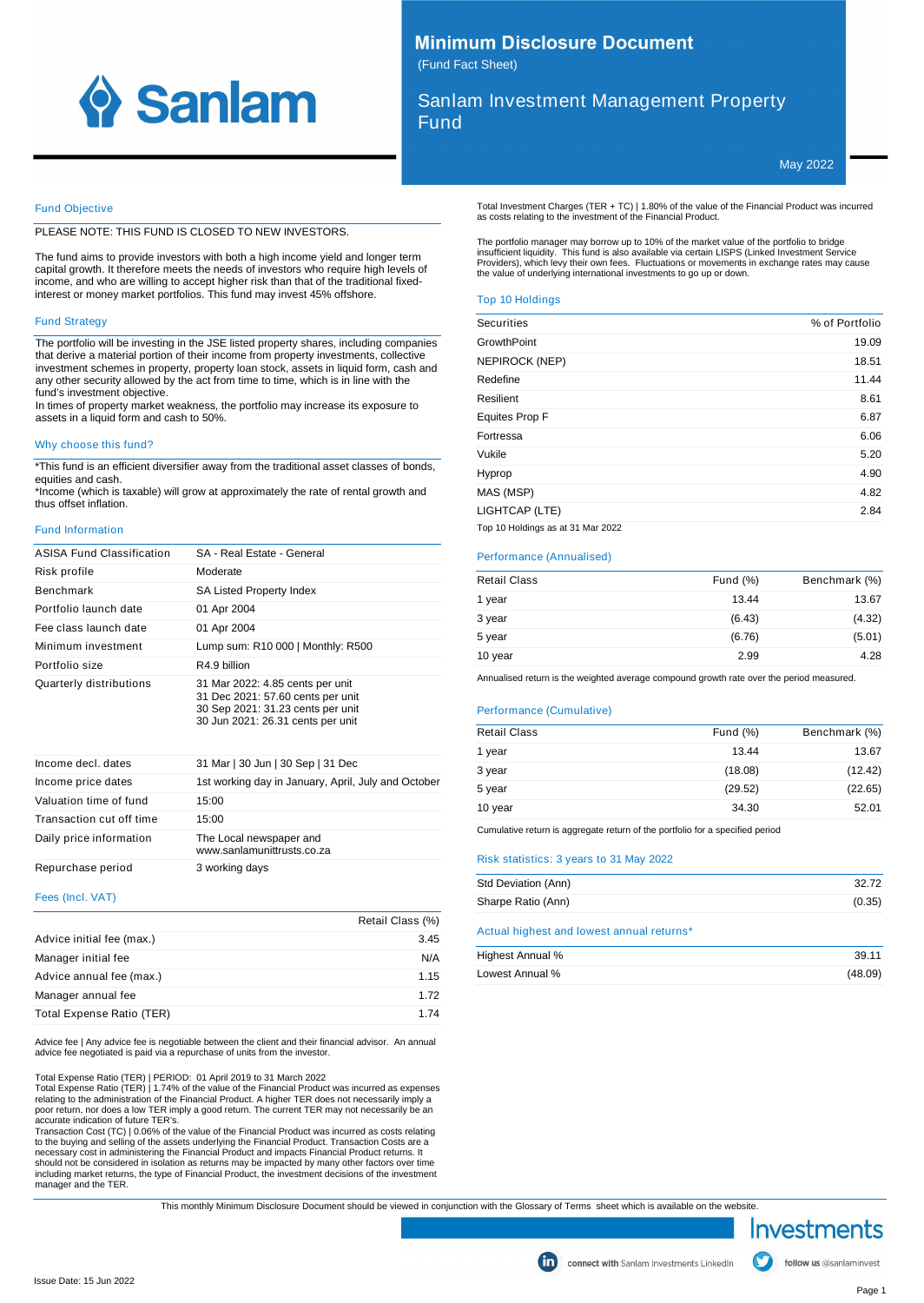# Minimum Disclosure Document

(Fund Fact Sheet)

## Sanlam Investment Management Property Fund

May 2022

### Fund Objective

PLEASE NOTE: THIS FUND IS CLOSED TO NEW INVESTORS.

The fund aims to provide investors with both a high income yield and longer term capital growth. It therefore meets the needs of investors who require high levels of income, and who are willing to accept higher risk than that of the traditional fixed-interest or money market portfolios. This fund may invest 45% offshore.

### Fund Strategy

The portfolio will be investing in the JSE listed property shares, including companies that derive a material portion of their income from property investments, collective investment schemes in property, property loan stock, assets in liquid form, cash and any other security allowed by the act from time to time, which is in line with the fund's investment objective.
In times of property market weakness, the portfolio may increase its exposure to assets in a liquid form and cash to 50%.

### Why choose this fund?

*This fund is an efficient diversifier away from the traditional asset classes of bonds, equities and cash.
*Income (which is taxable) will grow at approximately the rate of rental growth and thus offset inflation.

### Fund Information

| | |
|---|---|
| ASISA Fund Classification | SA - Real Estate - General |
| Risk profile | Moderate |
| Benchmark | SA Listed Property Index |
| Portfolio launch date | 01 Apr 2004 |
| Fee class launch date | 01 Apr 2004 |
| Minimum investment | Lump sum: R10 000 \| Monthly: R500 |
| Portfolio size | R4.9 billion |
| Quarterly distributions | 31 Mar 2022: 4.85 cents per unit<br>31 Dec 2021: 57.60 cents per unit<br>30 Sep 2021: 31.23 cents per unit<br>30 Jun 2021: 26.31 cents per unit |
| Income decl. dates | 31 Mar \| 30 Jun \| 30 Sep \| 31 Dec |
| Income price dates | 1st working day in January, April, July and October |
| Valuation time of fund | 15:00 |
| Transaction cut off time | 15:00 |
| Daily price information | The Local newspaper and www.sanlamunittrusts.co.za |
| Repurchase period | 3 working days |

### Fees (Incl. VAT)

| | Retail Class (%) |
|---|---|
| Advice initial fee (max.) | 3.45 |
| Manager initial fee | N/A |
| Advice annual fee (max.) | 1.15 |
| Manager annual fee | 1.72 |
| Total Expense Ratio (TER) | 1.74 |

Advice fee | Any advice fee is negotiable between the client and their financial advisor. An annual advice fee negotiated is paid via a repurchase of units from the investor.

Total Expense Ratio (TER) | PERIOD: 01 April 2019 to 31 March 2022
Total Expense Ratio (TER) | 1.74% of the value of the Financial Product was incurred as expenses relating to the administration of the Financial Product. A higher TER does not necessarily imply a poor return, nor does a low TER imply a good return. The current TER may not necessarily be an accurate indication of future TER's.
Transaction Cost (TC) | 0.06% of the value of the Financial Product was incurred as costs relating to the buying and selling of the assets underlying the Financial Product. Transaction Costs are a necessary cost in administering the Financial Product and impacts Financial Product returns. It should not be considered in isolation as returns may be impacted by many other factors over time including market returns, the type of Financial Product, the investment decisions of the investment manager and the TER.

Total Investment Charges (TER + TC) | 1.80% of the value of the Financial Product was incurred as costs relating to the investment of the Financial Product.

The portfolio manager may borrow up to 10% of the market value of the portfolio to bridge insufficient liquidity. This fund is also available via certain LISPS (Linked Investment Service Providers), which levy their own fees. Fluctuations or movements in exchange rates may cause the value of underlying international investments to go up or down.

### Top 10 Holdings

| Securities | % of Portfolio |
|---|---|
| GrowthPoint | 19.09 |
| NEPIROCK (NEP) | 18.51 |
| Redefine | 11.44 |
| Resilient | 8.61 |
| Equites Prop F | 6.87 |
| Fortress | 6.06 |
| Vukile | 5.20 |
| Hyprop | 4.90 |
| MAS (MSP) | 4.82 |
| LIGHTCAP (LTE) | 2.84 |

Top 10 Holdings as at 31 Mar 2022

### Performance (Annualised)

| Retail Class | Fund (%) | Benchmark (%) |
|---|---|---|
| 1 year | 13.44 | 13.67 |
| 3 year | (6.43) | (4.32) |
| 5 year | (6.76) | (5.01) |
| 10 year | 2.99 | 4.28 |

Annualised return is the weighted average compound growth rate over the period measured.

### Performance (Cumulative)

| Retail Class | Fund (%) | Benchmark (%) |
|---|---|---|
| 1 year | 13.44 | 13.67 |
| 3 year | (18.08) | (12.42) |
| 5 year | (29.52) | (22.65) |
| 10 year | 34.30 | 52.01 |

Cumulative return is aggregate return of the portfolio for a specified period

### Risk statistics: 3 years to 31 May 2022

| | |
|---|---|
| Std Deviation (Ann) | 32.72 |
| Sharpe Ratio (Ann) | (0.35) |

### Actual highest and lowest annual returns*

| | |
|---|---|
| Highest Annual % | 39.11 |
| Lowest Annual % | (48.09) |

This monthly Minimum Disclosure Document should be viewed in conjunction with the Glossary of Terms sheet which is available on the website.

connect with Sanlam Investments LinkedIn | follow us @sanlaminvest

Issue Date: 15 Jun 2022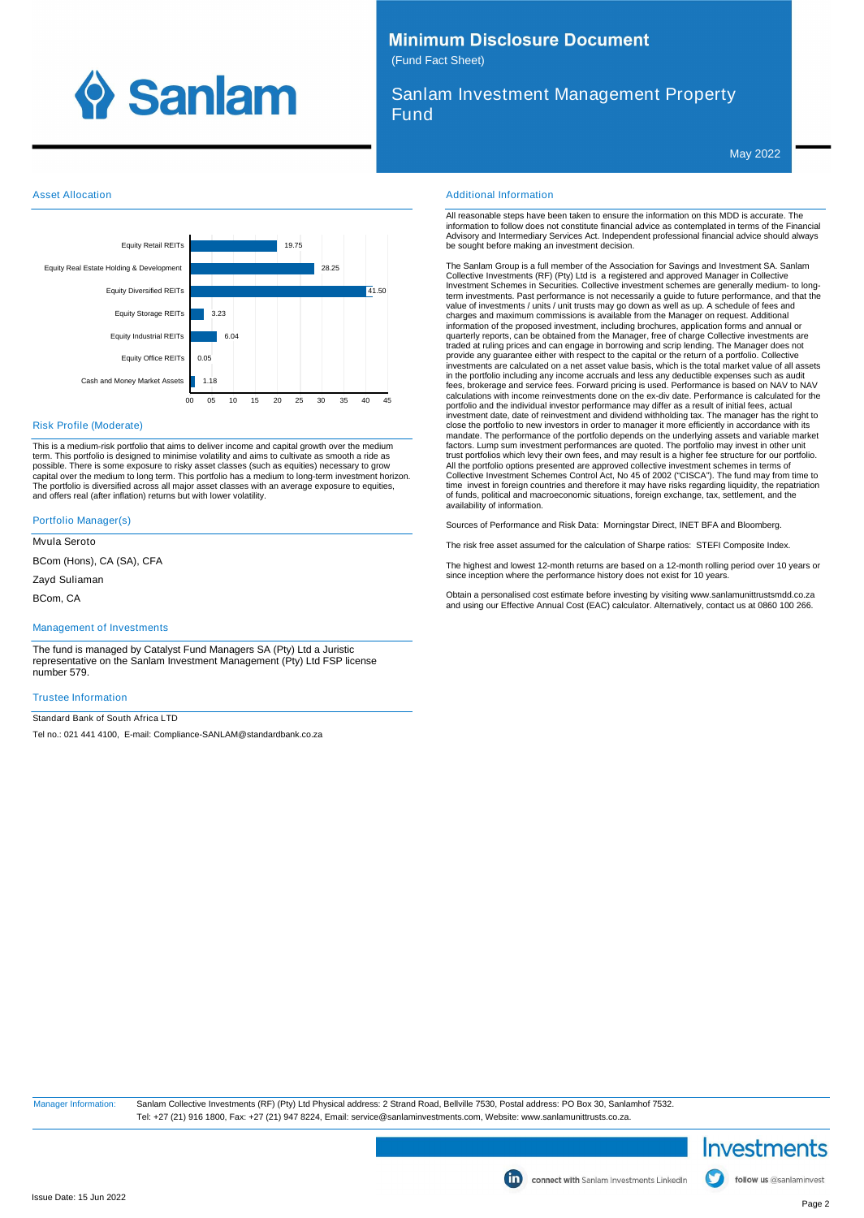# Minimum Disclosure Document

(Fund Fact Sheet)

## Sanlam Investment Management Property Fund

May 2022

### Asset Allocation

Equity Retail REITs 19.75
Equity Real Estate Holding & Development 28.25
Equity Diversified REITs 41.50
Equity Storage REITs 3.23
Equity Industrial REITs 6.04
Equity Office REITs 0.05
Cash and Money Market Assets 1.18

00 05 10 15 20 25 30 35 40 45

### Risk Profile (Moderate)

This is a medium-risk portfolio that aims to deliver income and capital growth over the medium term. This portfolio is designed to minimise volatility and aims to cultivate as smooth a ride as possible. There is some exposure to risky asset classes (such as equities) necessary to grow capital over the medium to long term. This portfolio has a medium to long-term investment horizon. The portfolio is diversified across all major asset classes with an average exposure to equities, and offers real (after inflation) returns but with lower volatility.

### Portfolio Manager(s)

Mvula Seroto

BCom (Hons), CA (SA), CFA

Zayd Suliaman

BCom, CA

### Management of Investments

The fund is managed by Catalyst Fund Managers SA (Pty) Ltd a Juristic representative on the Sanlam Investment Management (Pty) Ltd FSP license number 579.

### Trustee Information

Standard Bank of South Africa LTD

Tel no.: 021 441 4100, E-mail: Compliance-SANLAM@standardbank.co.za

### Additional Information

All reasonable steps have been taken to ensure the information on this MDD is accurate. The information to follow does not constitute financial advice as contemplated in terms of the Financial Advisory and Intermediary Services Act. Independent professional financial advice should always be sought before making an investment decision.

The Sanlam Group is a full member of the Association for Savings and Investment SA. Sanlam Collective Investments (RF) (Pty) Ltd is a registered and approved Manager in Collective Investment Schemes in Securities. Collective investment schemes are generally medium- to long-term investments. Past performance is not necessarily a guide to future performance, and that the value of investments / units / unit trusts may go down as well as up. A schedule of fees and charges and maximum commissions is available from the Manager on request. Additional information of the proposed investment, including brochures, application forms and annual or quarterly reports, can be obtained from the Manager, free of charge Collective investments are traded at ruling prices and can engage in borrowing and scrip lending. The Manager does not provide any guarantee either with respect to the capital or the return of a portfolio. Collective investments are calculated on a net asset value basis, which is the total market value of all assets in the portfolio including any income accruals and less any deductible expenses such as audit fees, brokerage and service fees. Forward pricing is used. Performance is based on NAV to NAV calculations with income reinvestments done on the ex-div date. Performance is calculated for the portfolio and the individual investor performance may differ as a result of initial fees, actual investment date, date of reinvestment and dividend withholding tax. The manager has the right to close the portfolio to new investors in order to manager it more efficiently in accordance with its mandate. The performance of the portfolio depends on the underlying assets and variable market factors. Lump sum investment performances are quoted. The portfolio may invest in other unit trust portfolios which levy their own fees, and may result is a higher fee structure for our portfolio. All the portfolio options presented are approved collective investment schemes in terms of Collective Investment Schemes Control Act, No 45 of 2002 ("CISCA"). The fund may from time to time invest in foreign countries and therefore it may have risks regarding liquidity, the repatriation of funds, political and macroeconomic situations, foreign exchange, tax, settlement, and the availability of information.

Sources of Performance and Risk Data: Morningstar Direct, INET BFA and Bloomberg.

The risk free asset assumed for the calculation of Sharpe ratios: STEFI Composite Index.

The highest and lowest 12-month returns are based on a 12-month rolling period over 10 years or since inception where the performance history does not exist for 10 years.

Obtain a personalised cost estimate before investing by visiting www.sanlamunittrustsmdd.co.za and using our Effective Annual Cost (EAC) calculator. Alternatively, contact us at 0860 100 266.

Manager Information: Sanlam Collective Investments (RF) (Pty) Ltd Physical address: 2 Strand Road, Bellville 7530, Postal address: PO Box 30, Sanlamhof 7532. Tel: +27 (21) 916 1800, Fax: +27 (21) 947 8224, Email: service@sanlaminvestments.com, Website: www.sanlamunittrusts.co.za.

Investments

connect with Sanlam Investments LinkedIn

follow us @sanlaminvest

Issue Date: 15 Jun 2022